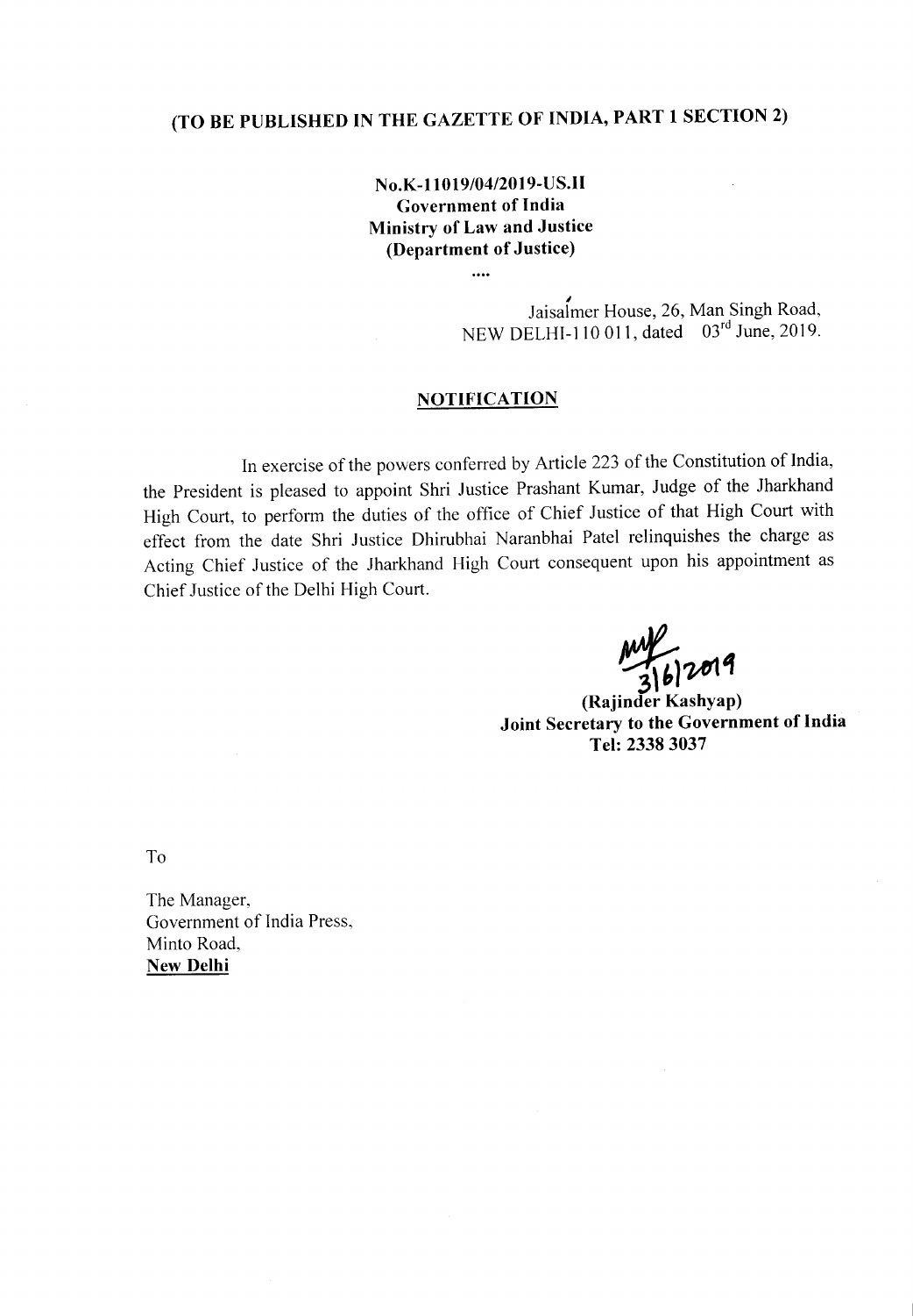## (TO BE PUBLISHED IN THE GAZETTE OF INDIA, PART 1 SECTION 2)

**No.K-11019/04/2019-US.II**
**Government of India**
**Ministry of Law and Justice**
**(Department of Justice)**

....

Jaisalmer House, 26, Man Singh Road,
NEW DELHI-110 011, dated 03rd June, 2019.

### NOTIFICATION

In exercise of the powers conferred by Article 223 of the Constitution of India, the President is pleased to appoint Shri Justice Prashant Kumar, Judge of the Jharkhand High Court, to perform the duties of the office of Chief Justice of that High Court with effect from the date Shri Justice Dhirubhai Naranbhai Patel relinquishes the charge as Acting Chief Justice of the Jharkhand High Court consequent upon his appointment as Chief Justice of the Delhi High Court.

3/6/2019
**(Rajinder Kashyap)**
**Joint Secretary to the Government of India**
**Tel: 2338 3037**

To

The Manager,
Government of India Press,
Minto Road,
**New Delhi**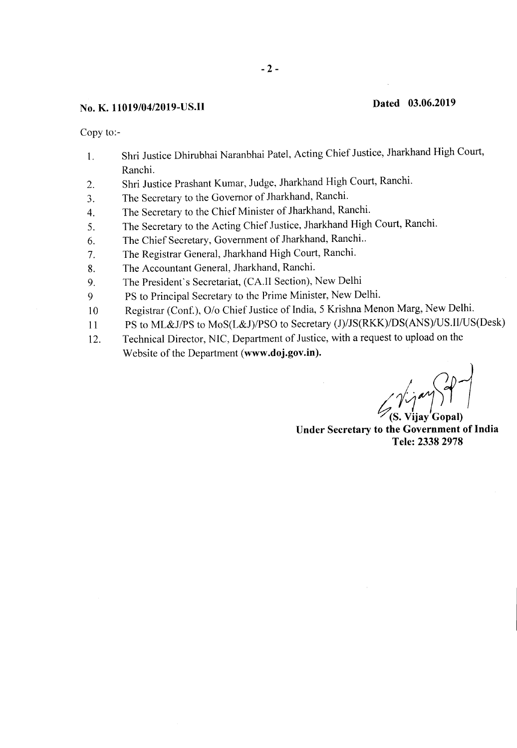**No. K. 11019/04/2019-US.II** **Dated 03.06.2019**

Copy to:-

1. Shri Justice Dhirubhai Naranbhai Patel, Acting Chief Justice, Jharkhand High Court, Ranchi.
2. Shri Justice Prashant Kumar, Judge, Jharkhand High Court, Ranchi.
3. The Secretary to the Governor of Jharkhand, Ranchi.
4. The Secretary to the Chief Minister of Jharkhand, Ranchi.
5. The Secretary to the Acting Chief Justice, Jharkhand High Court, Ranchi.
6. The Chief Secretary, Government of Jharkhand, Ranchi..
7. The Registrar General, Jharkhand High Court, Ranchi.
8. The Accountant General, Jharkhand, Ranchi.
9. The President's Secretariat, (CA.II Section), New Delhi
9 PS to Principal Secretary to the Prime Minister, New Delhi.
10 Registrar (Conf.), O/o Chief Justice of India, 5 Krishna Menon Marg, New Delhi.
11 PS to ML&J/PS to MoS(L&J)/PSO to Secretary (J)/JS(RKK)/DS(ANS)/US.II/US(Desk)
12. Technical Director, NIC, Department of Justice, with a request to upload on the Website of the Department (**www.doj.gov.in**).

**(S. Vijay Gopal)**
**Under Secretary to the Government of India**
**Tele: 2338 2978**